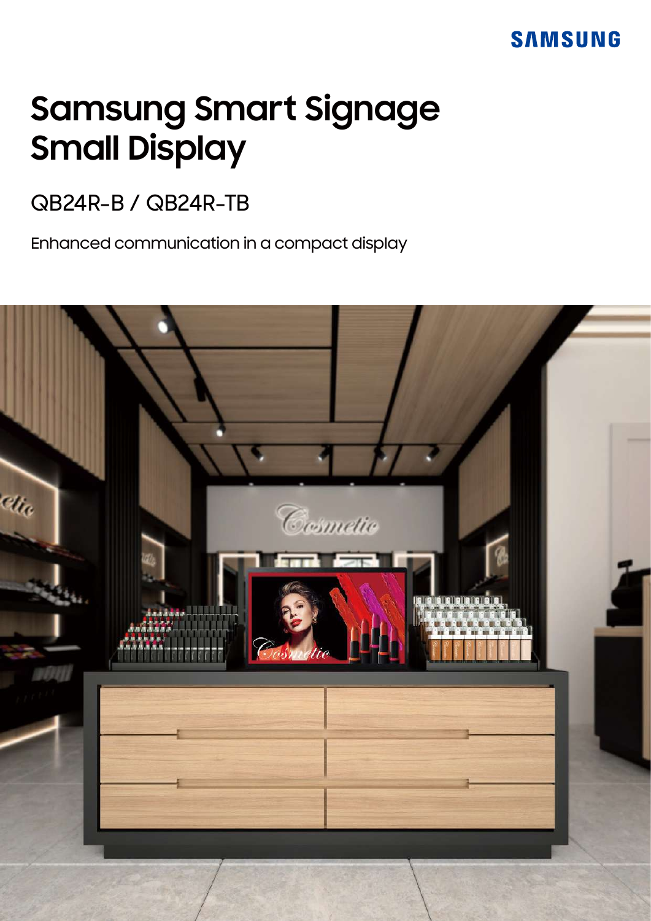SAMSUNG

# Samsung Smart Signage Small Display

## QB24R-B / QB24R-TB

Enhanced communication in a compact display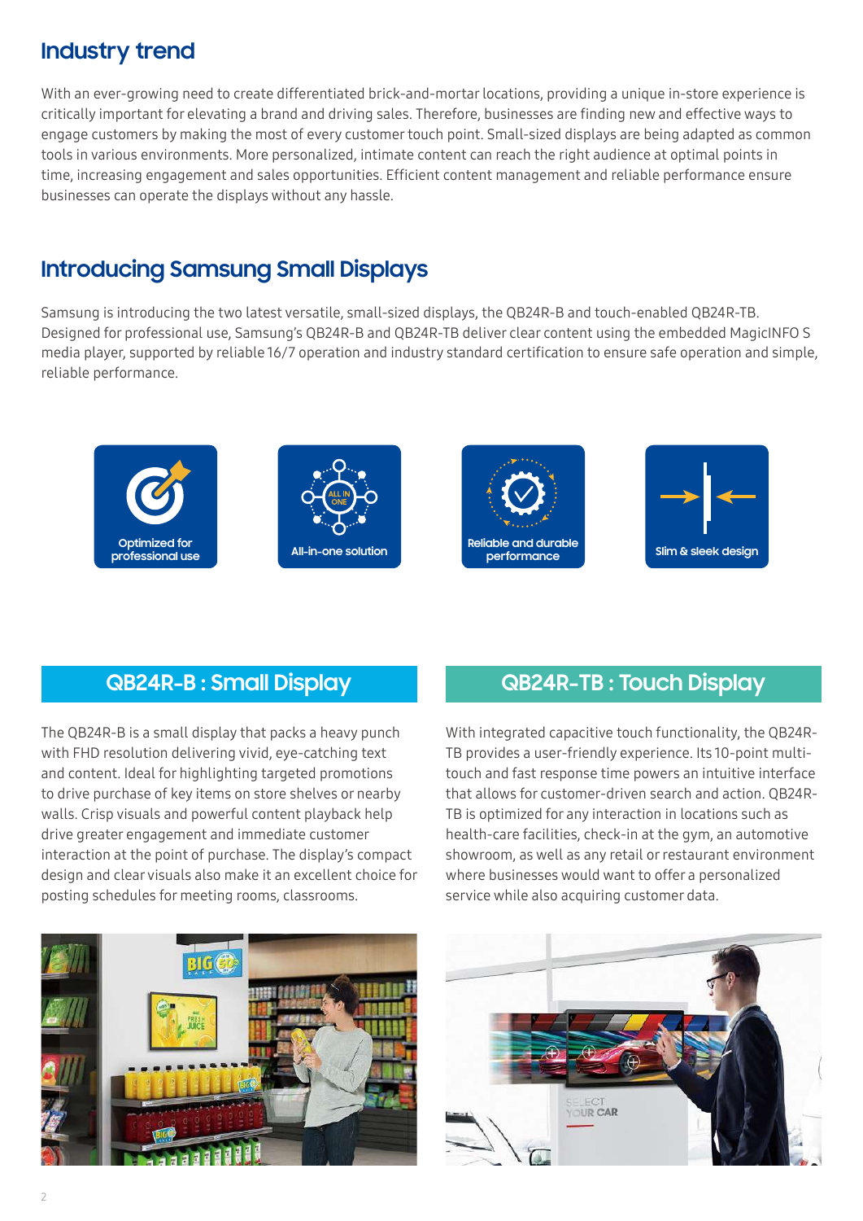## Industry trend

With an ever-growing need to create differentiated brick-and-mortar locations, providing a unique in-store experience is critically important for elevating a brand and driving sales. Therefore, businesses are finding new and effective ways to engage customers by making the most of every customer touch point. Small-sized displays are being adapted as common tools in various environments. More personalized, intimate content can reach the right audience at optimal points in time, increasing engagement and sales opportunities. Efficient content management and reliable performance ensure businesses can operate the displays without any hassle.

## Introducing Samsung Small Displays

Samsung is introducing the two latest versatile, small-sized displays, the QB24R-B and touch-enabled QB24R-TB. Designed for professional use, Samsung's QB24R-B and QB24R-TB deliver clear content using the embedded MagicINFO S media player, supported by reliable 16/7 operation and industry standard certification to ensure safe operation and simple, reliable performance.

- Optimized for professional use
- All-in-one solution
- Reliable and durable performance
- Slim & sleek design

### QB24R-B : Small Display

The QB24R-B is a small display that packs a heavy punch with FHD resolution delivering vivid, eye-catching text and content. Ideal for highlighting targeted promotions to drive purchase of key items on store shelves or nearby walls. Crisp visuals and powerful content playback help drive greater engagement and immediate customer interaction at the point of purchase. The display's compact design and clear visuals also make it an excellent choice for posting schedules for meeting rooms, classrooms.

### QB24R-TB : Touch Display

With integrated capacitive touch functionality, the QB24R-TB provides a user-friendly experience. Its 10-point multi-touch and fast response time powers an intuitive interface that allows for customer-driven search and action. QB24R-TB is optimized for any interaction in locations such as health-care facilities, check-in at the gym, an automotive showroom, as well as any retail or restaurant environment where businesses would want to offer a personalized service while also acquiring customer data.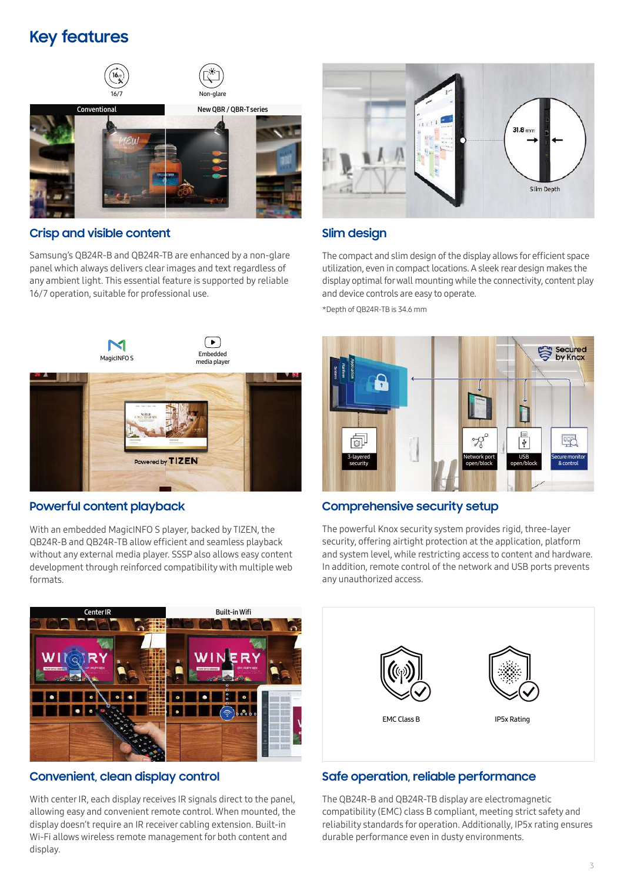# Key features

## Crisp and visible content

Samsung's QB24R-B and QB24R-TB are enhanced by a non-glare panel which always delivers clear images and text regardless of any ambient light. This essential feature is supported by reliable 16/7 operation, suitable for professional use.

## Slim design

The compact and slim design of the display allows for efficient space utilization, even in compact locations. A sleek rear design makes the display optimal for wall mounting while the connectivity, content play and device controls are easy to operate.

*Depth of QB24R-TB is 34.6 mm

## Powerful content playback

With an embedded MagicINFO S player, backed by TIZEN, the QB24R-B and QB24R-TB allow efficient and seamless playback without any external media player. SSSP also allows easy content development through reinforced compatibility with multiple web formats.

## Comprehensive security setup

The powerful Knox security system provides rigid, three-layer security, offering airtight protection at the application, platform and system level, while restricting access to content and hardware. In addition, remote control of the network and USB ports prevents any unauthorized access.

## Convenient, clean display control

With center IR, each display receives IR signals direct to the panel, allowing easy and convenient remote control. When mounted, the display doesn't require an IR receiver cabling extension. Built-in Wi-Fi allows wireless remote management for both content and display.

## Safe operation, reliable performance

The QB24R-B and QB24R-TB display are electromagnetic compatibility (EMC) class B compliant, meeting strict safety and reliability standards for operation. Additionally, IP5x rating ensures durable performance even in dusty environments.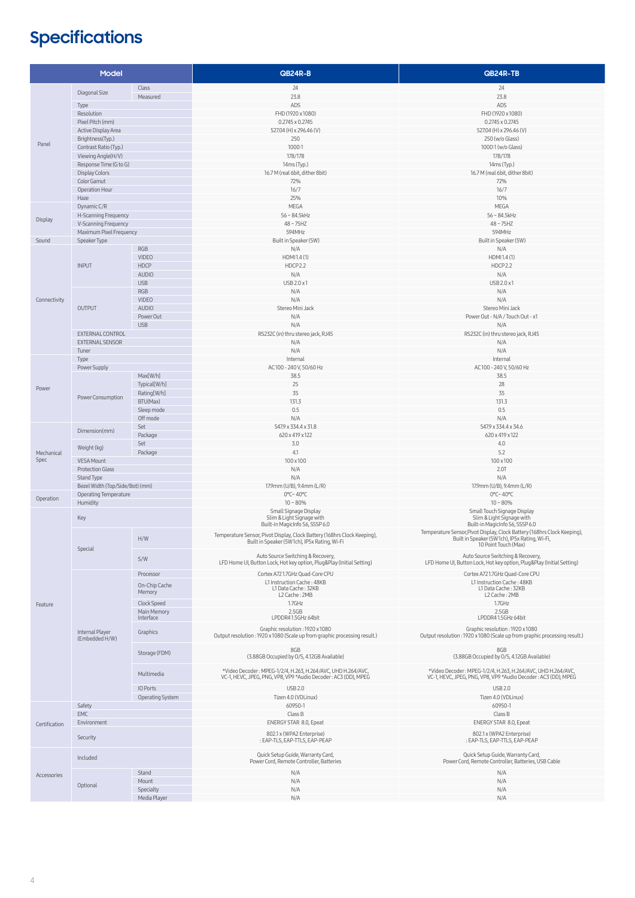# Specifications

| Model | | | QB24R-B | QB24R-TB |
|---|---|---|---|---|
| Panel | Diagonal Size | Class | 24 | 24 |
| | | Measured | 23.8 | 23.8 |
| | Type | | ADS | ADS |
| | Resolution | | FHD (1920 x 1080) | FHD (1920 x 1080) |
| | Pixel Pitch (mm) | | 0.2745 x 0.2745 | 0.2745 x 0.2745 |
| | Active Display Area | | 527.04 (H) x 296.46 (V) | 527.04 (H) x 296.46 (V) |
| | Brightness(Typ.) | | 250 | 250 (w/o Glass) |
| | Contrast Ratio (Typ.) | | 1000:1 | 1000:1 (w/o Glass) |
| | Viewing Angle(H/V) | | 178/178 | 178/178 |
| | Response Time (G to G) | | 14ms (Typ.) | 14ms (Typ.) |
| | Display Colors | | 16.7 M (real 6bit, dither 8bit) | 16.7 M (real 6bit, dither 8bit) |
| | Color Gamut | | 72% | 72% |
| | Operation Hour | | 16/7 | 16/7 |
| | Haze | | 25% | 10% |
| Display | Dynamic C/R | | MEGA | MEGA |
| | H-Scanning Frequency | | 56 ~ 84.5kHz | 56 ~ 84.5kHz |
| | V-Scanning Frequency | | 48 ~ 75HZ | 48 ~ 75HZ |
| | Maximum Pixel Frequency | | 594MHz | 594MHz |
| Sound | Speaker Type | | Built in Speaker (5W) | Built in Speaker (5W) |
| Connectivity | INPUT | RGB | N/A | N/A |
| | | VIDEO | HDMI 1.4 (1) | HDMI 1.4 (1) |
| | | HDCP | HDCP 2.2 | HDCP 2.2 |
| | | AUDIO | N/A | N/A |
| | | USB | USB 2.0 x 1 | USB 2.0 x 1 |
| | OUTPUT | RGB | N/A | N/A |
| | | VIDEO | N/A | N/A |
| | | AUDIO | Stereo Mini Jack | Stereo Mini Jack |
| | | Power Out | N/A | Power Out - N/A / Touch Out - x1 |
| | | USB | N/A | N/A |
| | EXTERNAL CONTROL | | RS232C (in) thru stereo jack, RJ45 | RS232C (in) thru stereo jack, RJ45 |
| | EXTERNAL SENSOR | | N/A | N/A |
| | Tuner | | N/A | N/A |
| Power | Type | | Internal | Internal |
| | Power Supply | | AC 100 - 240 V, 50/60 Hz | AC 100 - 240 V, 50/60 Hz |
| | Power Consumption | Max[W/h] | 38.5 | 38.5 |
| | | Typical[W/h] | 25 | 28 |
| | | Rating[W/h] | 35 | 35 |
| | | BTU(Max) | 131.3 | 131.3 |
| | | Sleep mode | 0.5 | 0.5 |
| | | Off mode | N/A | N/A |
| Mechanical Spec | Dimension(mm) | Set | 547.9 x 334.4 x 31.8 | 547.9 x 334.4 x 34.6 |
| | | Package | 620 x 419 x 122 | 620 x 419 x 122 |
| | Weight (kg) | Set | 3.0 | 4.0 |
| | | Package | 4.1 | 5.2 |
| | VESA Mount | | 100 x 100 | 100 x 100 |
| | Protection Glass | | N/A | 2.0T |
| | Stand Type | | N/A | N/A |
| | Bezel Width (Top/Side/Bot) (mm) | | 17.9mm (U/B), 9.4mm (L/R) | 17.9mm (U/B), 9.4mm (L/R) |
| Operation | Operating Temperature | | 0°C~ 40°C | 0°C~ 40°C |
| | Humidity | | 10 ~ 80% | 10 ~ 80% |
| Feature | Key | | Small Signage Display<br>Slim & Light Signage with<br>Built-in MagicInfo S6, SSSP 6.0 | Small Touch Signage Display<br>Slim & Light Signage with<br>Built-in MagicInfo S6, SSSP 6.0 |
| | Special | H/W | Temperature Sensor, Pivot Display, Clock Battery (168hrs Clock Keeping),<br>Built in Speaker (5W 1ch), IP5x Rating, Wi-Fi | Temperature Sensor,Pivot Display, Clock Battery (168hrs Clock Keeping),<br>Built in Speaker (5W 1ch), IP5x Rating, Wi-Fi,<br>10 Point Touch (Max) |
| | | S/W | Auto Source Switching & Recovery,<br>LFD Home UI, Button Lock, Hot key option, Plug&Play (Initial Setting) | Auto Source Switching & Recovery,<br>LFD Home UI, Button Lock, Hot key option, Plug&Play (Initial Setting) |
| | Internal Player (Embedded H/W) | Processor | Cortex A72 1.7GHz Quad-Core CPU | Cortex A72 1.7GHz Quad-Core CPU |
| | | On-Chip Cache Memory | L1 Instruction Cache : 48KB<br>L1 Data Cache : 32KB<br>L2 Cache : 2MB | L1 Instruction Cache : 48KB<br>L1 Data Cache : 32KB<br>L2 Cache : 2MB |
| | | Clock Speed | 1.7GHz | 1.7GHz |
| | | Main Memory Interface | 2.5GB<br>LPDDR4 1.5GHz 64bit | 2.5GB<br>LPDDR4 1.5GHz 64bit |
| | | Graphics | Graphic resolution : 1920 x 1080<br>Output resolution : 1920 x 1080 (Scale up from graphic processing result.) | Graphic resolution : 1920 x 1080<br>Output resolution : 1920 x 1080 (Scale up from graphic processing result.) |
| | | Storage (FDM) | 8GB<br>(3.88GB Occupied by O/S, 4.12GB Available) | 8GB<br>(3.88GB Occupied by O/S, 4.12GB Available) |
| | | Multimedia | *Video Decoder : MPEG-1/2/4, H.263, H.264/AVC, UHD H.264/AVC,<br>VC-1, HEVC, JPEG, PNG, VP8, VP9 *Audio Decoder : AC3 (DD), MPEG | *Video Decoder : MPEG-1/2/4, H.263, H.264/AVC, UHD H.264/AVC,<br>VC-1, HEVC, JPEG, PNG, VP8, VP9 *Audio Decoder : AC3 (DD), MPEG |
| | | IO Ports | USB 2.0 | USB 2.0 |
| | | Operating System | Tizen 4.0 (VDLinux) | Tizen 4.0 (VDLinux) |
| Certification | Safety | | 60950-1 | 60950-1 |
| | EMC | | Class B | Class B |
| | Environment | | ENERGY STAR 8.0, Epeat | ENERGY STAR 8.0, Epeat |
| | Security | | 802.1 x (WPA2 Enterprise)<br>: EAP-TLS, EAP-TTLS, EAP-PEAP | 802.1 x (WPA2 Enterprise)<br>: EAP-TLS, EAP-TTLS, EAP-PEAP |
| Accessories | Included | | Quick Setup Guide, Warranty Card,<br>Power Cord, Remote Controller, Batteries | Quick Setup Guide, Warranty Card,<br>Power Cord, Remote Controller, Batteries, USB Cable |
| | Optional | Stand | N/A | N/A |
| | | Mount | N/A | N/A |
| | | Specialty | N/A | N/A |
| | | Media Player | N/A | N/A |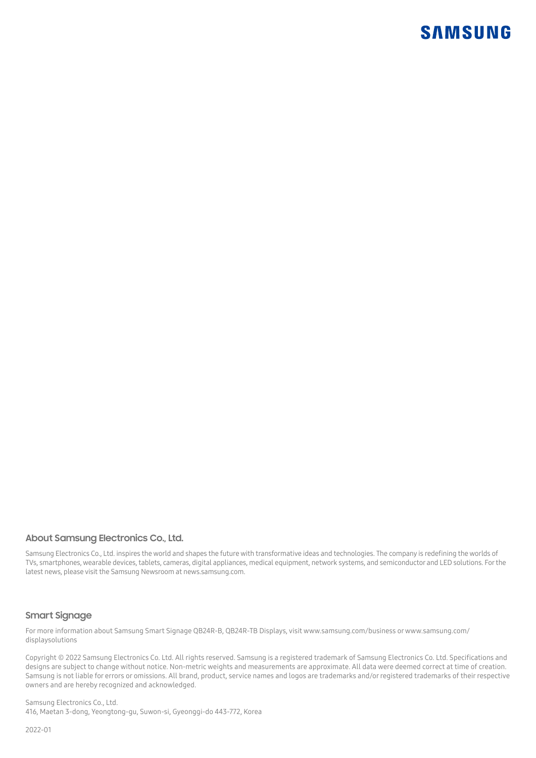SAMSUNG

## About Samsung Electronics Co., Ltd.

Samsung Electronics Co., Ltd. inspires the world and shapes the future with transformative ideas and technologies. The company is redefining the worlds of TVs, smartphones, wearable devices, tablets, cameras, digital appliances, medical equipment, network systems, and semiconductor and LED solutions. For the latest news, please visit the Samsung Newsroom at news.samsung.com.

## Smart Signage

For more information about Samsung Smart Signage QB24R-B, QB24R-TB Displays, visit www.samsung.com/business or www.samsung.com/displaysolutions

Copyright © 2022 Samsung Electronics Co. Ltd. All rights reserved. Samsung is a registered trademark of Samsung Electronics Co. Ltd. Specifications and designs are subject to change without notice. Non-metric weights and measurements are approximate. All data were deemed correct at time of creation. Samsung is not liable for errors or omissions. All brand, product, service names and logos are trademarks and/or registered trademarks of their respective owners and are hereby recognized and acknowledged.

Samsung Electronics Co., Ltd.
416, Maetan 3-dong, Yeongtong-gu, Suwon-si, Gyeonggi-do 443-772, Korea

2022-01